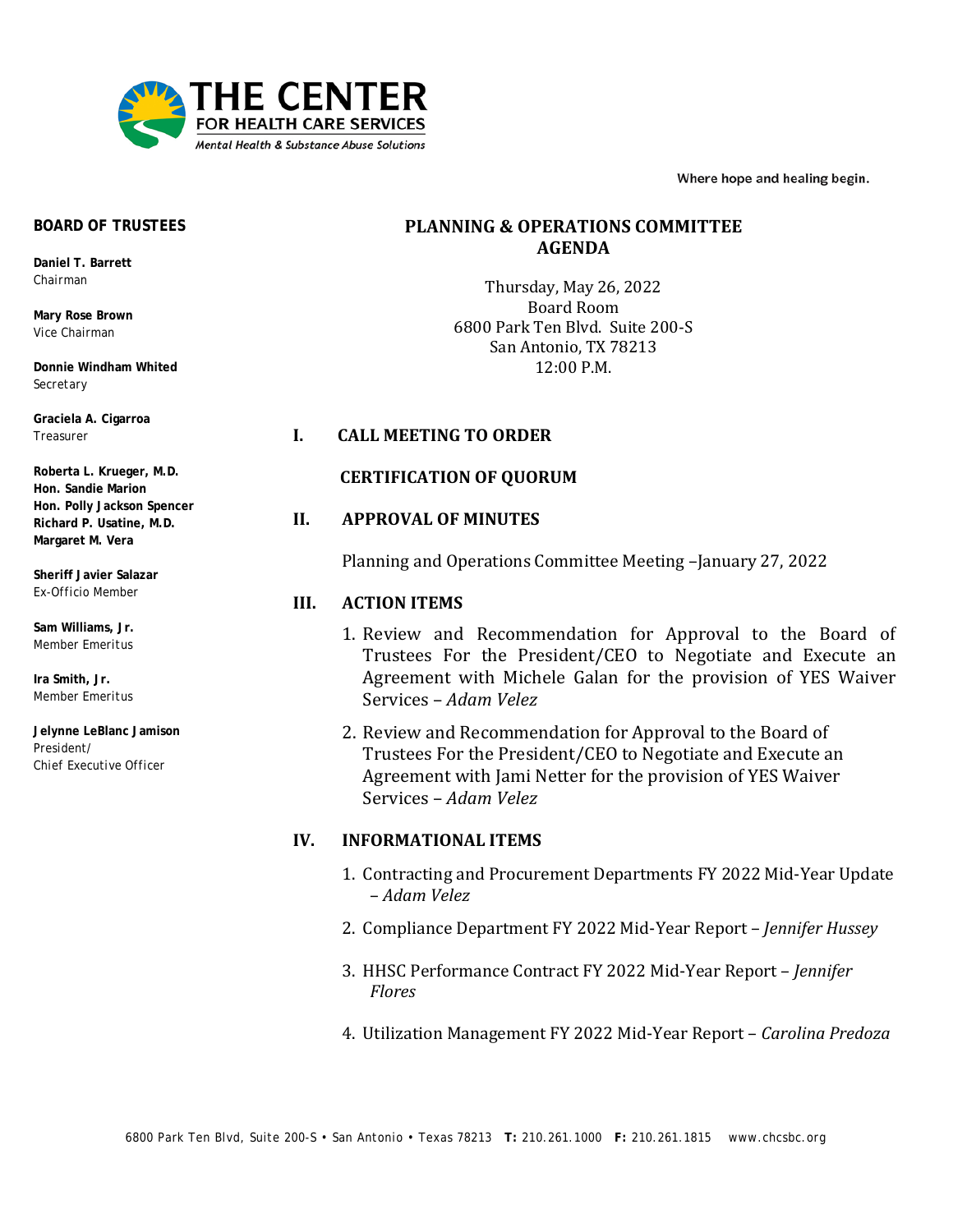THE CENTER FOR HEALTH CARE SERVICES

*Mental Health & Substance Abuse Solutions*

Where hope and healing begin.

**BOARD OF TRUSTEES**

**Daniel T. Barrett**
Chairman

**Mary Rose Brown**
Vice Chairman

**Donnie Windham Whited**
Secretary

**Graciela A. Cigarroa**
Treasurer

**Roberta L. Krueger, M.D.**
**Hon. Sandie Marion**
**Hon. Polly Jackson Spencer**
**Richard P. Usatine, M.D.**
**Margaret M. Vera**

**Sheriff Javier Salazar**
Ex-Officio Member

**Sam Williams, Jr.**
Member Emeritus

**Ira Smith, Jr.**
Member Emeritus

**Jelynne LeBlanc Jamison**
President/
Chief Executive Officer

# PLANNING & OPERATIONS COMMITTEE AGENDA

Thursday, May 26, 2022
Board Room
6800 Park Ten Blvd. Suite 200-S
San Antonio, TX 78213
12:00 P.M.

## I. CALL MEETING TO ORDER

**CERTIFICATION OF QUORUM**

## II. APPROVAL OF MINUTES

Planning and Operations Committee Meeting –January 27, 2022

## III. ACTION ITEMS

1. Review and Recommendation for Approval to the Board of Trustees For the President/CEO to Negotiate and Execute an Agreement with Michele Galan for the provision of YES Waiver Services – *Adam Velez*
2. Review and Recommendation for Approval to the Board of Trustees For the President/CEO to Negotiate and Execute an Agreement with Jami Netter for the provision of YES Waiver Services – *Adam Velez*

## IV. INFORMATIONAL ITEMS

1. Contracting and Procurement Departments FY 2022 Mid-Year Update – *Adam Velez*
2. Compliance Department FY 2022 Mid-Year Report – *Jennifer Hussey*
3. HHSC Performance Contract FY 2022 Mid-Year Report – *Jennifer Flores*
4. Utilization Management FY 2022 Mid-Year Report – *Carolina Predoza*

6800 Park Ten Blvd, Suite 200-S • San Antonio • Texas 78213 **T:** 210.261.1000 **F:** 210.261.1815 www.chcsbc.org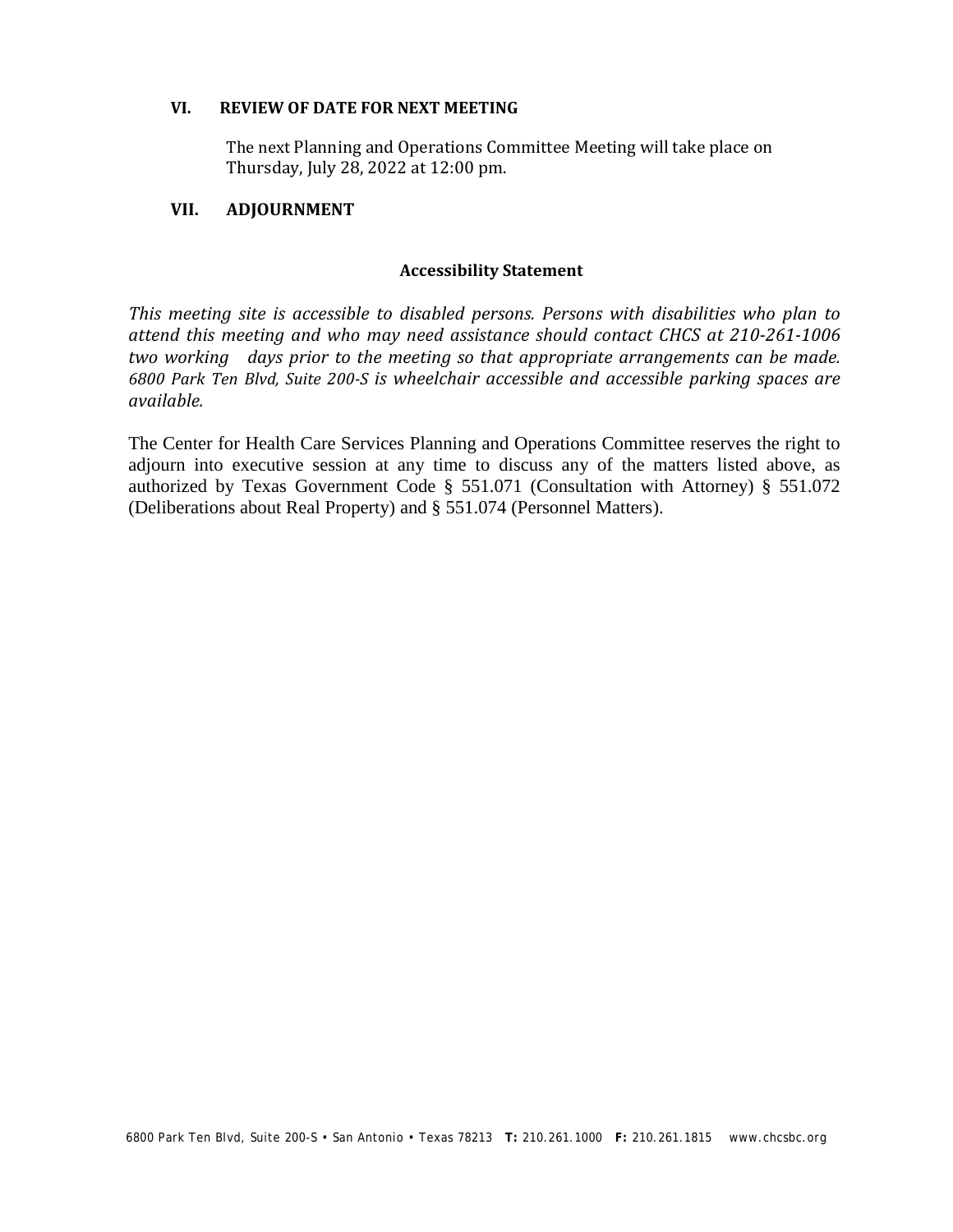## VI. REVIEW OF DATE FOR NEXT MEETING

The next Planning and Operations Committee Meeting will take place on Thursday, July 28, 2022 at 12:00 pm.

## VII. ADJOURNMENT

**Accessibility Statement**

*This meeting site is accessible to disabled persons. Persons with disabilities who plan to attend this meeting and who may need assistance should contact CHCS at 210-261-1006 two working days prior to the meeting so that appropriate arrangements can be made. 6800 Park Ten Blvd, Suite 200-S is wheelchair accessible and accessible parking spaces are available.*

The Center for Health Care Services Planning and Operations Committee reserves the right to adjourn into executive session at any time to discuss any of the matters listed above, as authorized by Texas Government Code § 551.071 (Consultation with Attorney) § 551.072 (Deliberations about Real Property) and § 551.074 (Personnel Matters).

6800 Park Ten Blvd, Suite 200-S • San Antonio • Texas 78213 **T:** 210.261.1000 **F:** 210.261.1815 www.chcsbc.org